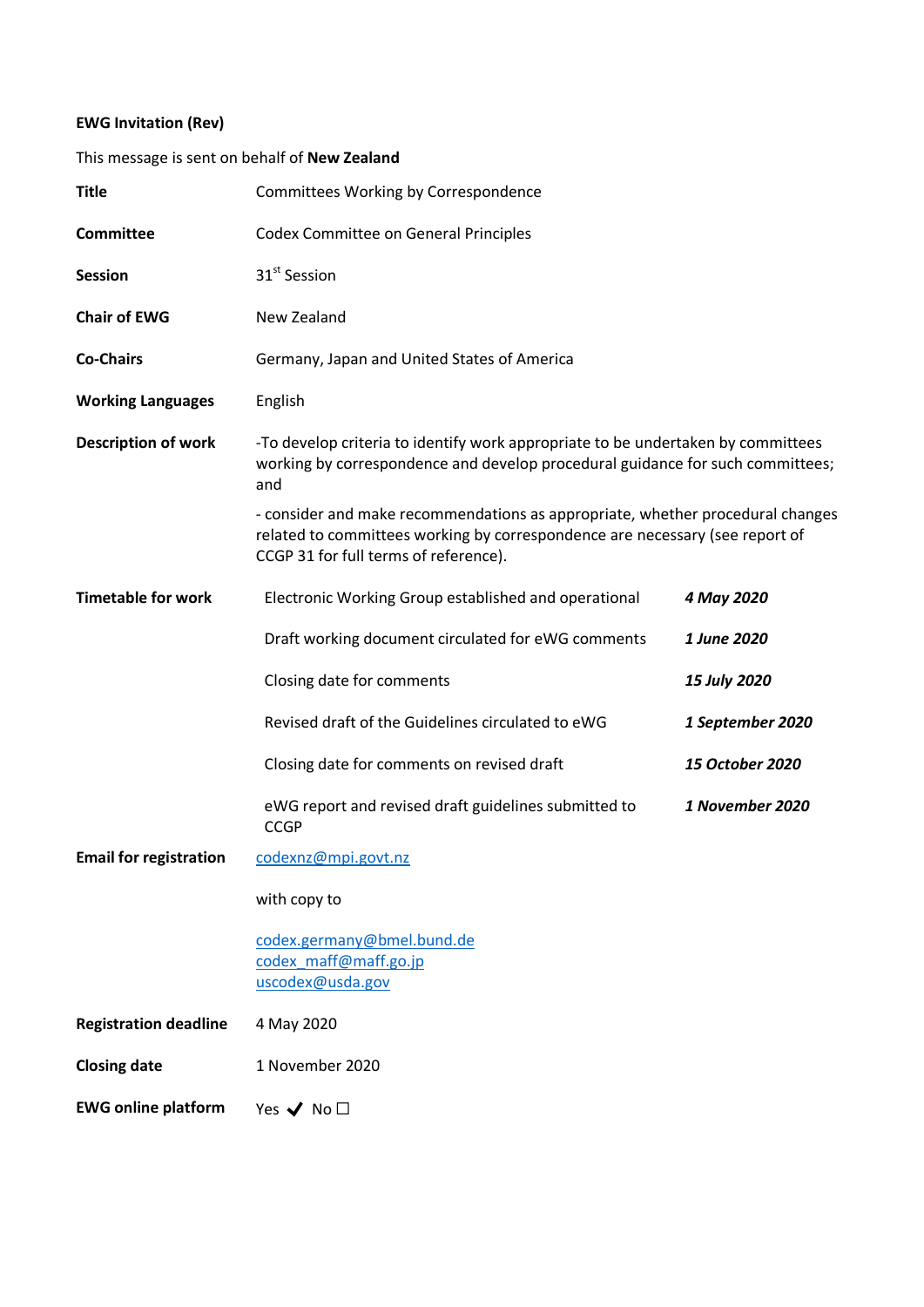**EWG Invitation (Rev)**

This message is sent on behalf of **New Zealand**

| | | |
|---|---|---|
| **Title** | Committees Working by Correspondence | |
| **Committee** | Codex Committee on General Principles | |
| **Session** | 31st Session | |
| **Chair of EWG** | New Zealand | |
| **Co-Chairs** | Germany, Japan and United States of America | |
| **Working Languages** | English | |
| **Description of work** | -To develop criteria to identify work appropriate to be undertaken by committees working by correspondence and develop procedural guidance for such committees; and<br><br>- consider and make recommendations as appropriate, whether procedural changes related to committees working by correspondence are necessary (see report of CCGP 31 for full terms of reference). | |
| **Timetable for work** | Electronic Working Group established and operational | ***4 May 2020*** |
| | Draft working document circulated for eWG comments | ***1 June 2020*** |
| | Closing date for comments | ***15 July 2020*** |
| | Revised draft of the Guidelines circulated to eWG | ***1 September 2020*** |
| | Closing date for comments on revised draft | ***15 October 2020*** |
| | eWG report and revised draft guidelines submitted to CCGP | ***1 November 2020*** |
| **Email for registration** | codexnz@mpi.govt.nz<br><br>with copy to<br><br>codex.germany@bmel.bund.de<br>codex_maff@maff.go.jp<br>uscodex@usda.gov | |
| **Registration deadline** | 4 May 2020 | |
| **Closing date** | 1 November 2020 | |
| **EWG online platform** | Yes ✔ No ☐ | |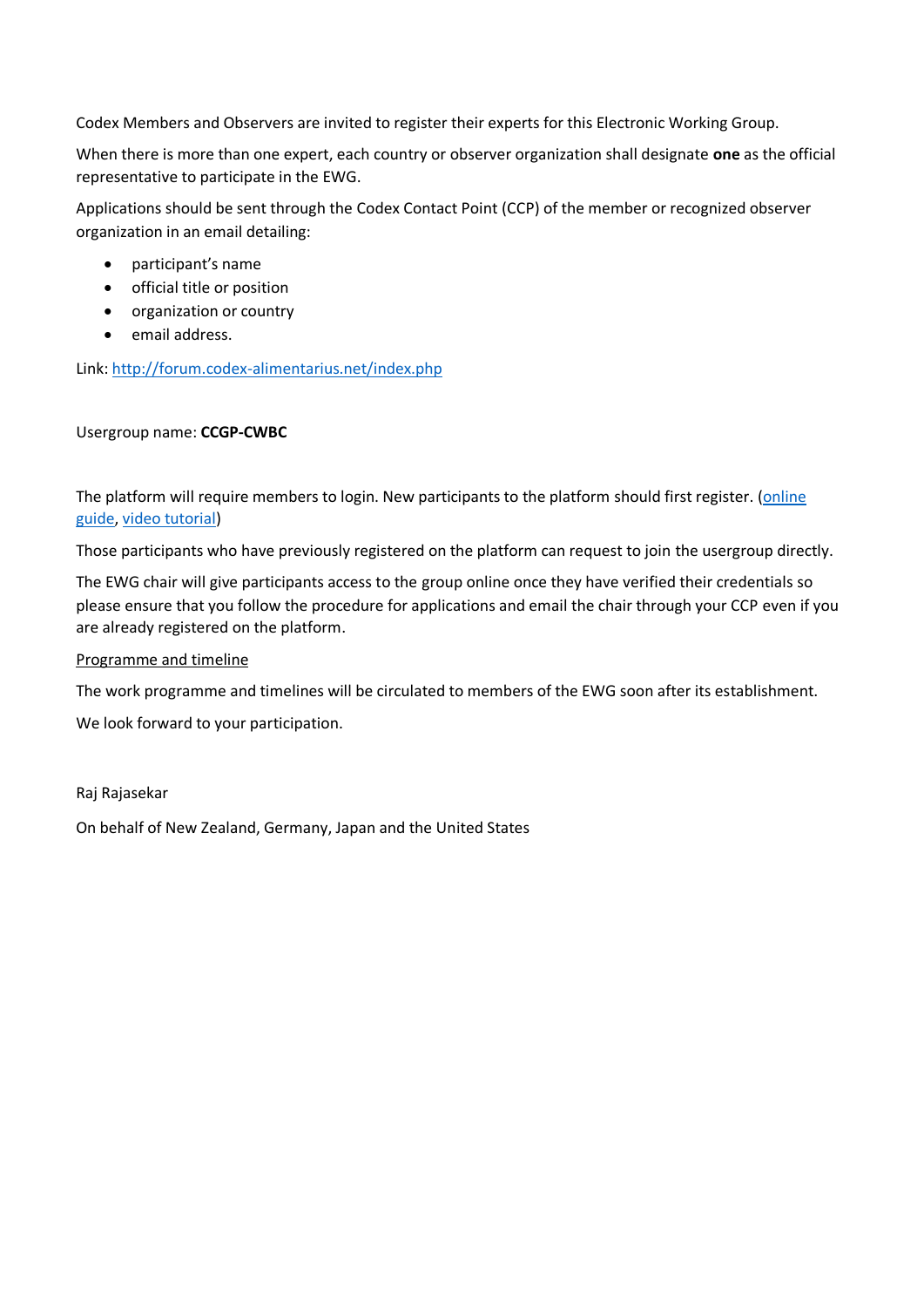Codex Members and Observers are invited to register their experts for this Electronic Working Group.

When there is more than one expert, each country or observer organization shall designate **one** as the official representative to participate in the EWG.

Applications should be sent through the Codex Contact Point (CCP) of the member or recognized observer organization in an email detailing:

- participant's name
- official title or position
- organization or country
- email address.

Link: [http://forum.codex-alimentarius.net/index.php](http://forum.codex-alimentarius.net/index.php)

Usergroup name: **CCGP-CWBC**

The platform will require members to login. New participants to the platform should first register. (online guide, video tutorial)

Those participants who have previously registered on the platform can request to join the usergroup directly.

The EWG chair will give participants access to the group online once they have verified their credentials so please ensure that you follow the procedure for applications and email the chair through your CCP even if you are already registered on the platform.

Programme and timeline

The work programme and timelines will be circulated to members of the EWG soon after its establishment.

We look forward to your participation.

Raj Rajasekar

On behalf of New Zealand, Germany, Japan and the United States